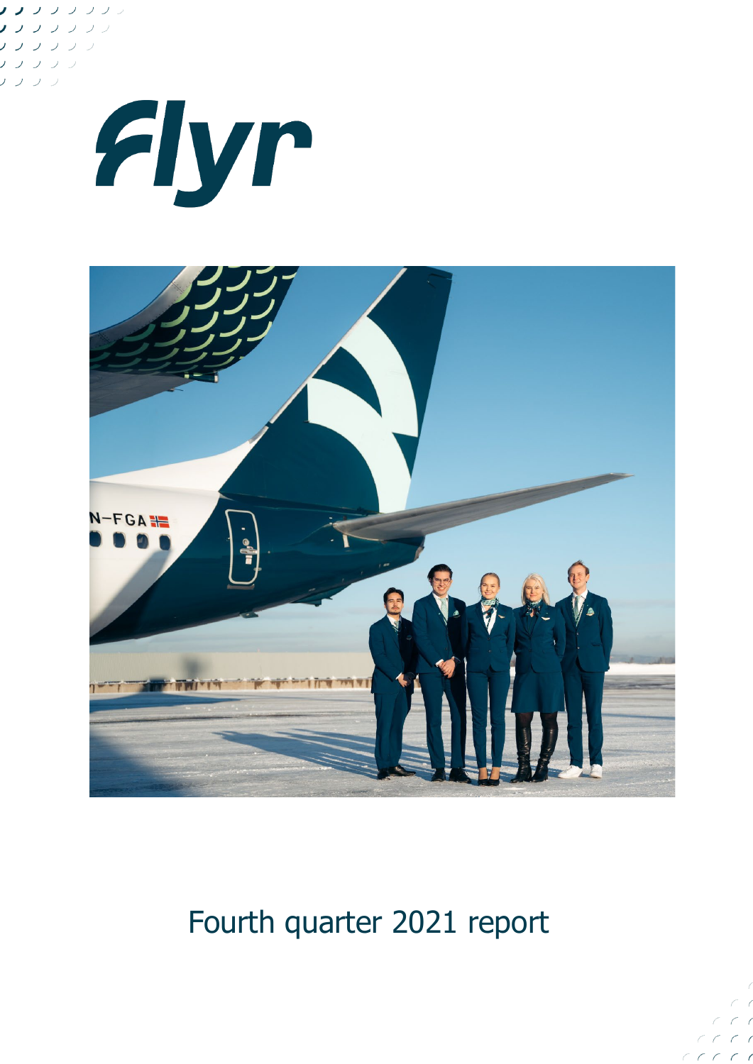# Flyr

Fourth quarter 2021 report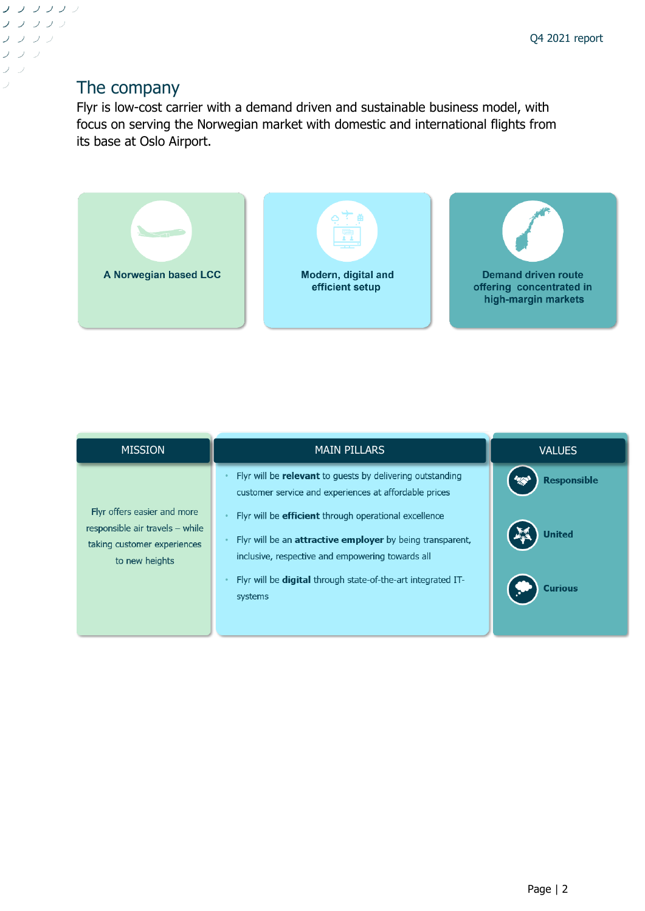# The company

Flyr is low-cost carrier with a demand driven and sustainable business model, with focus on serving the Norwegian market with domestic and international flights from its base at Oslo Airport.

**A Norwegian based LCC**

**Modern, digital and efficient setup**

**Demand driven route offering concentrated in high-margin markets**

## MISSION

Flyr offers easier and more responsible air travels – while taking customer experiences to new heights

## MAIN PILLARS

- Flyr will be **relevant** to guests by delivering outstanding customer service and experiences at affordable prices
- Flyr will be **efficient** through operational excellence
- Flyr will be an **attractive employer** by being transparent, inclusive, respective and empowering towards all
- Flyr will be **digital** through state-of-the-art integrated IT-systems

## VALUES

- **Responsible**
- **United**
- **Curious**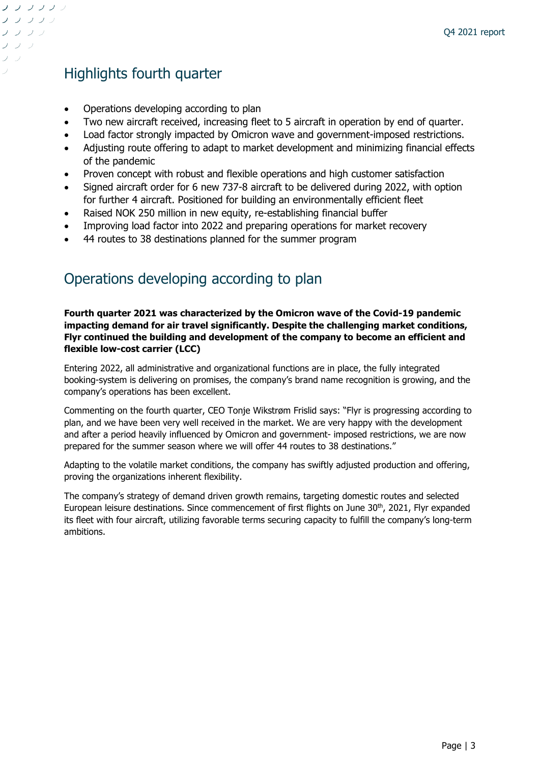## Highlights fourth quarter

- Operations developing according to plan
- Two new aircraft received, increasing fleet to 5 aircraft in operation by end of quarter.
- Load factor strongly impacted by Omicron wave and government-imposed restrictions.
- Adjusting route offering to adapt to market development and minimizing financial effects of the pandemic
- Proven concept with robust and flexible operations and high customer satisfaction
- Signed aircraft order for 6 new 737-8 aircraft to be delivered during 2022, with option for further 4 aircraft. Positioned for building an environmentally efficient fleet
- Raised NOK 250 million in new equity, re-establishing financial buffer
- Improving load factor into 2022 and preparing operations for market recovery
- 44 routes to 38 destinations planned for the summer program

## Operations developing according to plan

**Fourth quarter 2021 was characterized by the Omicron wave of the Covid-19 pandemic impacting demand for air travel significantly. Despite the challenging market conditions, Flyr continued the building and development of the company to become an efficient and flexible low-cost carrier (LCC)**

Entering 2022, all administrative and organizational functions are in place, the fully integrated booking-system is delivering on promises, the company's brand name recognition is growing, and the company's operations has been excellent.

Commenting on the fourth quarter, CEO Tonje Wikstrøm Frislid says: "Flyr is progressing according to plan, and we have been very well received in the market. We are very happy with the development and after a period heavily influenced by Omicron and government- imposed restrictions, we are now prepared for the summer season where we will offer 44 routes to 38 destinations."

Adapting to the volatile market conditions, the company has swiftly adjusted production and offering, proving the organizations inherent flexibility.

The company's strategy of demand driven growth remains, targeting domestic routes and selected European leisure destinations. Since commencement of first flights on June 30th, 2021, Flyr expanded its fleet with four aircraft, utilizing favorable terms securing capacity to fulfill the company's long-term ambitions.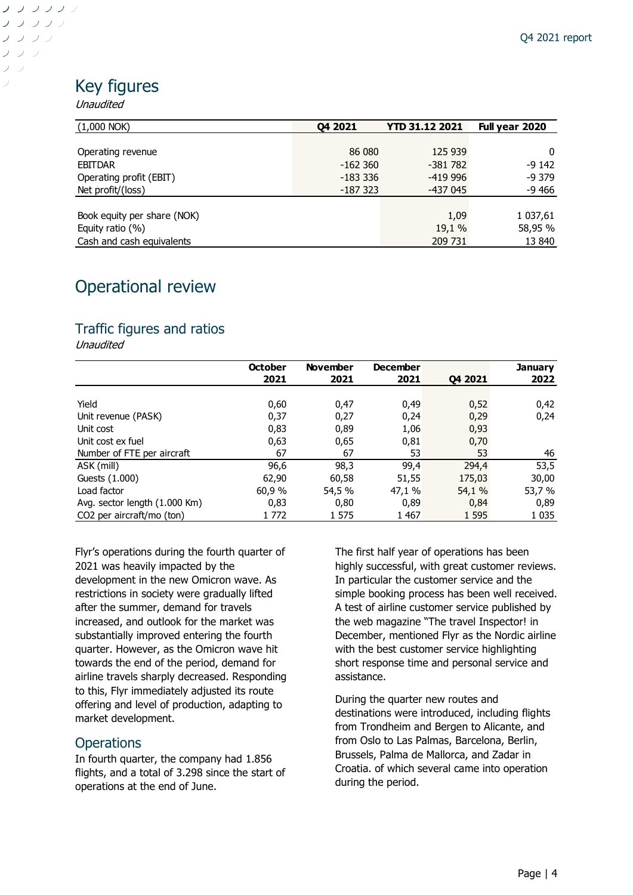## Key figures

*Unaudited*

| (1,000 NOK) | Q4 2021 | YTD 31.12 2021 | Full year 2020 |
|---|---|---|---|
| Operating revenue | 86 080 | 125 939 | 0 |
| EBITDAR | -162 360 | -381 782 | -9 142 |
| Operating profit (EBIT) | -183 336 | -419 996 | -9 379 |
| Net profit/(loss) | -187 323 | -437 045 | -9 466 |
| Book equity per share (NOK) | | 1,09 | 1 037,61 |
| Equity ratio (%) | | 19,1 % | 58,95 % |
| Cash and cash equivalents | | 209 731 | 13 840 |

## Operational review

### Traffic figures and ratios

*Unaudited*

| | October 2021 | November 2021 | December 2021 | Q4 2021 | January 2022 |
|---|---|---|---|---|---|
| Yield | 0,60 | 0,47 | 0,49 | 0,52 | 0,42 |
| Unit revenue (PASK) | 0,37 | 0,27 | 0,24 | 0,29 | 0,24 |
| Unit cost | 0,83 | 0,89 | 1,06 | 0,93 | |
| Unit cost ex fuel | 0,63 | 0,65 | 0,81 | 0,70 | |
| Number of FTE per aircraft | 67 | 67 | 53 | 53 | 46 |
| ASK (mill) | 96,6 | 98,3 | 99,4 | 294,4 | 53,5 |
| Guests (1.000) | 62,90 | 60,58 | 51,55 | 175,03 | 30,00 |
| Load factor | 60,9 % | 54,5 % | 47,1 % | 54,1 % | 53,7 % |
| Avg. sector length (1.000 Km) | 0,83 | 0,80 | 0,89 | 0,84 | 0,89 |
| CO2 per aircraft/mo (ton) | 1 772 | 1 575 | 1 467 | 1 595 | 1 035 |

Flyr's operations during the fourth quarter of 2021 was heavily impacted by the development in the new Omicron wave. As restrictions in society were gradually lifted after the summer, demand for travels increased, and outlook for the market was substantially improved entering the fourth quarter. However, as the Omicron wave hit towards the end of the period, demand for airline travels sharply decreased. Responding to this, Flyr immediately adjusted its route offering and level of production, adapting to market development.

### Operations

In fourth quarter, the company had 1.856 flights, and a total of 3.298 since the start of operations at the end of June.

The first half year of operations has been highly successful, with great customer reviews. In particular the customer service and the simple booking process has been well received. A test of airline customer service published by the web magazine "The travel Inspector! in December, mentioned Flyr as the Nordic airline with the best customer service highlighting short response time and personal service and assistance.

During the quarter new routes and destinations were introduced, including flights from Trondheim and Bergen to Alicante, and from Oslo to Las Palmas, Barcelona, Berlin, Brussels, Palma de Mallorca, and Zadar in Croatia. of which several came into operation during the period.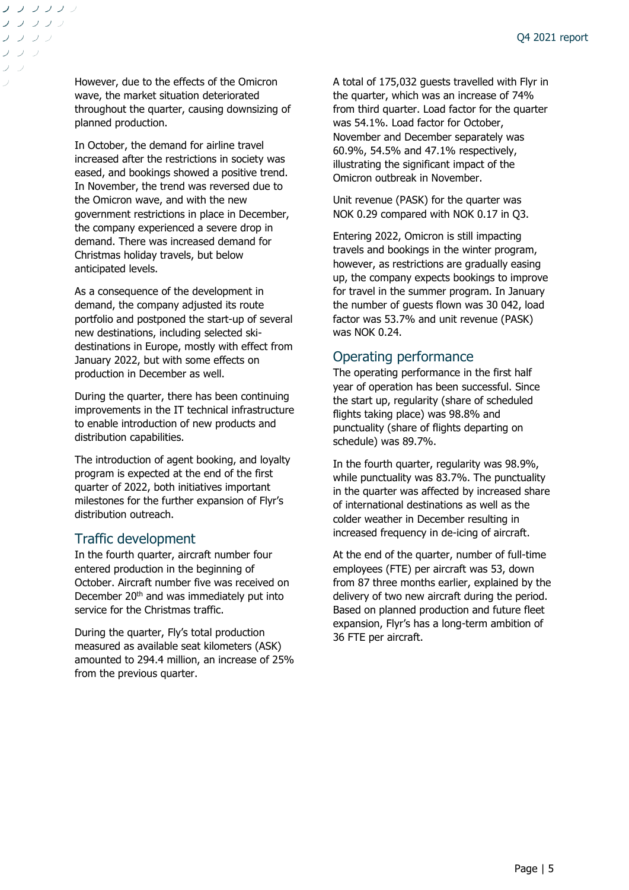However, due to the effects of the Omicron wave, the market situation deteriorated throughout the quarter, causing downsizing of planned production.

In October, the demand for airline travel increased after the restrictions in society was eased, and bookings showed a positive trend. In November, the trend was reversed due to the Omicron wave, and with the new government restrictions in place in December, the company experienced a severe drop in demand. There was increased demand for Christmas holiday travels, but below anticipated levels.

As a consequence of the development in demand, the company adjusted its route portfolio and postponed the start-up of several new destinations, including selected ski-destinations in Europe, mostly with effect from January 2022, but with some effects on production in December as well.

During the quarter, there has been continuing improvements in the IT technical infrastructure to enable introduction of new products and distribution capabilities.

The introduction of agent booking, and loyalty program is expected at the end of the first quarter of 2022, both initiatives important milestones for the further expansion of Flyr's distribution outreach.

## Traffic development

In the fourth quarter, aircraft number four entered production in the beginning of October. Aircraft number five was received on December 20th and was immediately put into service for the Christmas traffic.

During the quarter, Fly's total production measured as available seat kilometers (ASK) amounted to 294.4 million, an increase of 25% from the previous quarter.

A total of 175,032 guests travelled with Flyr in the quarter, which was an increase of 74% from third quarter. Load factor for the quarter was 54.1%. Load factor for October, November and December separately was 60.9%, 54.5% and 47.1% respectively, illustrating the significant impact of the Omicron outbreak in November.

Unit revenue (PASK) for the quarter was NOK 0.29 compared with NOK 0.17 in Q3.

Entering 2022, Omicron is still impacting travels and bookings in the winter program, however, as restrictions are gradually easing up, the company expects bookings to improve for travel in the summer program. In January the number of guests flown was 30 042, load factor was 53.7% and unit revenue (PASK) was NOK 0.24.

## Operating performance

The operating performance in the first half year of operation has been successful. Since the start up, regularity (share of scheduled flights taking place) was 98.8% and punctuality (share of flights departing on schedule) was 89.7%.

In the fourth quarter, regularity was 98.9%, while punctuality was 83.7%. The punctuality in the quarter was affected by increased share of international destinations as well as the colder weather in December resulting in increased frequency in de-icing of aircraft.

At the end of the quarter, number of full-time employees (FTE) per aircraft was 53, down from 87 three months earlier, explained by the delivery of two new aircraft during the period. Based on planned production and future fleet expansion, Flyr's has a long-term ambition of 36 FTE per aircraft.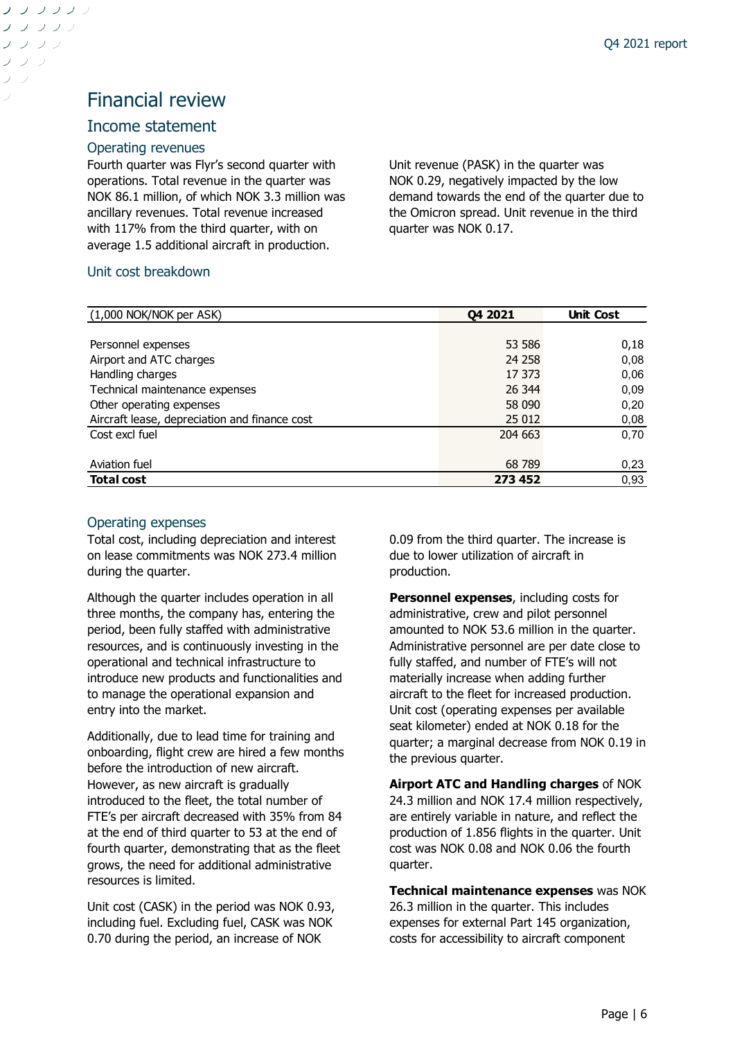# Financial review

## Income statement

### Operating revenues

Fourth quarter was Flyr's second quarter with operations. Total revenue in the quarter was NOK 86.1 million, of which NOK 3.3 million was ancillary revenues. Total revenue increased with 117% from the third quarter, with on average 1.5 additional aircraft in production.

Unit revenue (PASK) in the quarter was NOK 0.29, negatively impacted by the low demand towards the end of the quarter due to the Omicron spread. Unit revenue in the third quarter was NOK 0.17.

### Unit cost breakdown

| (1,000 NOK/NOK per ASK) | Q4 2021 | Unit Cost |
|---|---|---|
| Personnel expenses | 53 586 | 0,18 |
| Airport and ATC charges | 24 258 | 0,08 |
| Handling charges | 17 373 | 0,06 |
| Technical maintenance expenses | 26 344 | 0,09 |
| Other operating expenses | 58 090 | 0,20 |
| Aircraft lease, depreciation and finance cost | 25 012 | 0,08 |
| Cost excl fuel | 204 663 | 0,70 |
| Aviation fuel | 68 789 | 0,23 |
| **Total cost** | **273 452** | 0,93 |

### Operating expenses

Total cost, including depreciation and interest on lease commitments was NOK 273.4 million during the quarter.

Although the quarter includes operation in all three months, the company has, entering the period, been fully staffed with administrative resources, and is continuously investing in the operational and technical infrastructure to introduce new products and functionalities and to manage the operational expansion and entry into the market.

Additionally, due to lead time for training and onboarding, flight crew are hired a few months before the introduction of new aircraft. However, as new aircraft is gradually introduced to the fleet, the total number of FTE's per aircraft decreased with 35% from 84 at the end of third quarter to 53 at the end of fourth quarter, demonstrating that as the fleet grows, the need for additional administrative resources is limited.

Unit cost (CASK) in the period was NOK 0.93, including fuel. Excluding fuel, CASK was NOK 0.70 during the period, an increase of NOK 0.09 from the third quarter. The increase is due to lower utilization of aircraft in production.

**Personnel expenses**, including costs for administrative, crew and pilot personnel amounted to NOK 53.6 million in the quarter. Administrative personnel are per date close to fully staffed, and number of FTE's will not materially increase when adding further aircraft to the fleet for increased production. Unit cost (operating expenses per available seat kilometer) ended at NOK 0.18 for the quarter; a marginal decrease from NOK 0.19 in the previous quarter.

**Airport ATC and Handling charges** of NOK 24.3 million and NOK 17.4 million respectively, are entirely variable in nature, and reflect the production of 1.856 flights in the quarter. Unit cost was NOK 0.08 and NOK 0.06 the fourth quarter.

**Technical maintenance expenses** was NOK 26.3 million in the quarter. This includes expenses for external Part 145 organization, costs for accessibility to aircraft component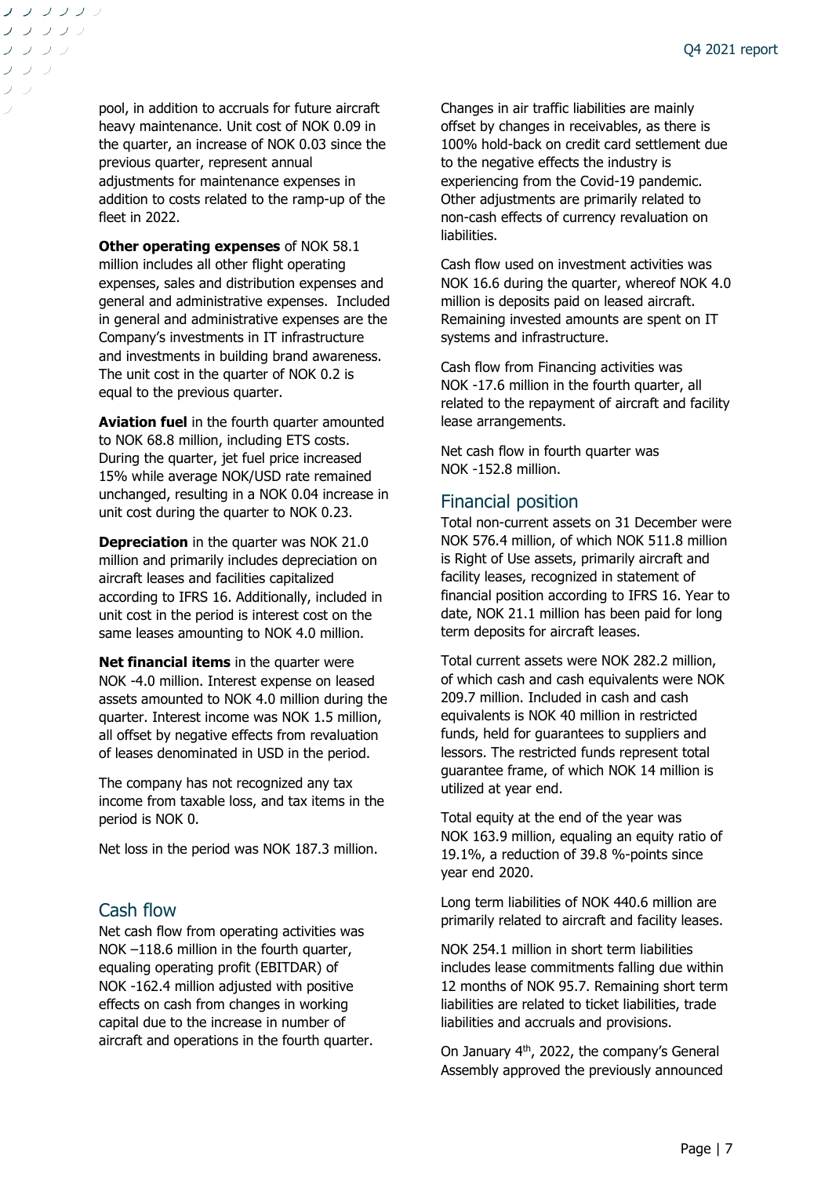pool, in addition to accruals for future aircraft heavy maintenance. Unit cost of NOK 0.09 in the quarter, an increase of NOK 0.03 since the previous quarter, represent annual adjustments for maintenance expenses in addition to costs related to the ramp-up of the fleet in 2022.

**Other operating expenses** of NOK 58.1 million includes all other flight operating expenses, sales and distribution expenses and general and administrative expenses. Included in general and administrative expenses are the Company's investments in IT infrastructure and investments in building brand awareness. The unit cost in the quarter of NOK 0.2 is equal to the previous quarter.

**Aviation fuel** in the fourth quarter amounted to NOK 68.8 million, including ETS costs. During the quarter, jet fuel price increased 15% while average NOK/USD rate remained unchanged, resulting in a NOK 0.04 increase in unit cost during the quarter to NOK 0.23.

**Depreciation** in the quarter was NOK 21.0 million and primarily includes depreciation on aircraft leases and facilities capitalized according to IFRS 16. Additionally, included in unit cost in the period is interest cost on the same leases amounting to NOK 4.0 million.

**Net financial items** in the quarter were NOK -4.0 million. Interest expense on leased assets amounted to NOK 4.0 million during the quarter. Interest income was NOK 1.5 million, all offset by negative effects from revaluation of leases denominated in USD in the period.

The company has not recognized any tax income from taxable loss, and tax items in the period is NOK 0.

Net loss in the period was NOK 187.3 million.

## Cash flow

Net cash flow from operating activities was NOK –118.6 million in the fourth quarter, equaling operating profit (EBITDAR) of NOK -162.4 million adjusted with positive effects on cash from changes in working capital due to the increase in number of aircraft and operations in the fourth quarter. Changes in air traffic liabilities are mainly offset by changes in receivables, as there is 100% hold-back on credit card settlement due to the negative effects the industry is experiencing from the Covid-19 pandemic. Other adjustments are primarily related to non-cash effects of currency revaluation on liabilities.

Cash flow used on investment activities was NOK 16.6 during the quarter, whereof NOK 4.0 million is deposits paid on leased aircraft. Remaining invested amounts are spent on IT systems and infrastructure.

Cash flow from Financing activities was NOK -17.6 million in the fourth quarter, all related to the repayment of aircraft and facility lease arrangements.

Net cash flow in fourth quarter was NOK -152.8 million.

## Financial position

Total non-current assets on 31 December were NOK 576.4 million, of which NOK 511.8 million is Right of Use assets, primarily aircraft and facility leases, recognized in statement of financial position according to IFRS 16. Year to date, NOK 21.1 million has been paid for long term deposits for aircraft leases.

Total current assets were NOK 282.2 million, of which cash and cash equivalents were NOK 209.7 million. Included in cash and cash equivalents is NOK 40 million in restricted funds, held for guarantees to suppliers and lessors. The restricted funds represent total guarantee frame, of which NOK 14 million is utilized at year end.

Total equity at the end of the year was NOK 163.9 million, equaling an equity ratio of 19.1%, a reduction of 39.8 %-points since year end 2020.

Long term liabilities of NOK 440.6 million are primarily related to aircraft and facility leases.

NOK 254.1 million in short term liabilities includes lease commitments falling due within 12 months of NOK 95.7. Remaining short term liabilities are related to ticket liabilities, trade liabilities and accruals and provisions.

On January 4th, 2022, the company's General Assembly approved the previously announced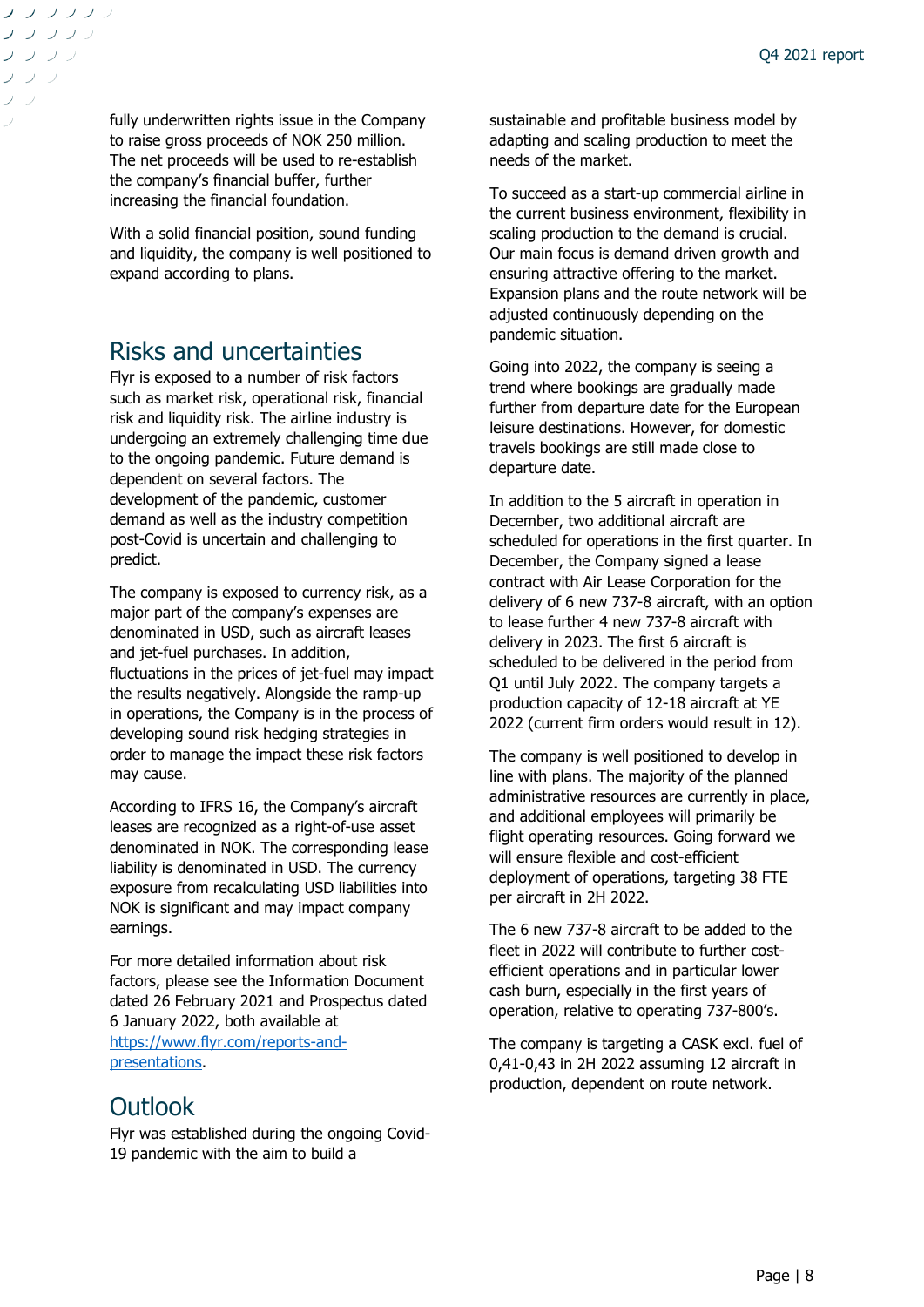fully underwritten rights issue in the Company to raise gross proceeds of NOK 250 million. The net proceeds will be used to re-establish the company's financial buffer, further increasing the financial foundation.

With a solid financial position, sound funding and liquidity, the company is well positioned to expand according to plans.

## Risks and uncertainties

Flyr is exposed to a number of risk factors such as market risk, operational risk, financial risk and liquidity risk. The airline industry is undergoing an extremely challenging time due to the ongoing pandemic. Future demand is dependent on several factors. The development of the pandemic, customer demand as well as the industry competition post-Covid is uncertain and challenging to predict.

The company is exposed to currency risk, as a major part of the company's expenses are denominated in USD, such as aircraft leases and jet-fuel purchases. In addition, fluctuations in the prices of jet-fuel may impact the results negatively. Alongside the ramp-up in operations, the Company is in the process of developing sound risk hedging strategies in order to manage the impact these risk factors may cause.

According to IFRS 16, the Company's aircraft leases are recognized as a right-of-use asset denominated in NOK. The corresponding lease liability is denominated in USD. The currency exposure from recalculating USD liabilities into NOK is significant and may impact company earnings.

For more detailed information about risk factors, please see the Information Document dated 26 February 2021 and Prospectus dated 6 January 2022, both available at https://www.flyr.com/reports-and-presentations.

## Outlook

Flyr was established during the ongoing Covid-19 pandemic with the aim to build a sustainable and profitable business model by adapting and scaling production to meet the needs of the market.

To succeed as a start-up commercial airline in the current business environment, flexibility in scaling production to the demand is crucial. Our main focus is demand driven growth and ensuring attractive offering to the market. Expansion plans and the route network will be adjusted continuously depending on the pandemic situation.

Going into 2022, the company is seeing a trend where bookings are gradually made further from departure date for the European leisure destinations. However, for domestic travels bookings are still made close to departure date.

In addition to the 5 aircraft in operation in December, two additional aircraft are scheduled for operations in the first quarter. In December, the Company signed a lease contract with Air Lease Corporation for the delivery of 6 new 737-8 aircraft, with an option to lease further 4 new 737-8 aircraft with delivery in 2023. The first 6 aircraft is scheduled to be delivered in the period from Q1 until July 2022. The company targets a production capacity of 12-18 aircraft at YE 2022 (current firm orders would result in 12).

The company is well positioned to develop in line with plans. The majority of the planned administrative resources are currently in place, and additional employees will primarily be flight operating resources. Going forward we will ensure flexible and cost-efficient deployment of operations, targeting 38 FTE per aircraft in 2H 2022.

The 6 new 737-8 aircraft to be added to the fleet in 2022 will contribute to further cost-efficient operations and in particular lower cash burn, especially in the first years of operation, relative to operating 737-800's.

The company is targeting a CASK excl. fuel of 0,41-0,43 in 2H 2022 assuming 12 aircraft in production, dependent on route network.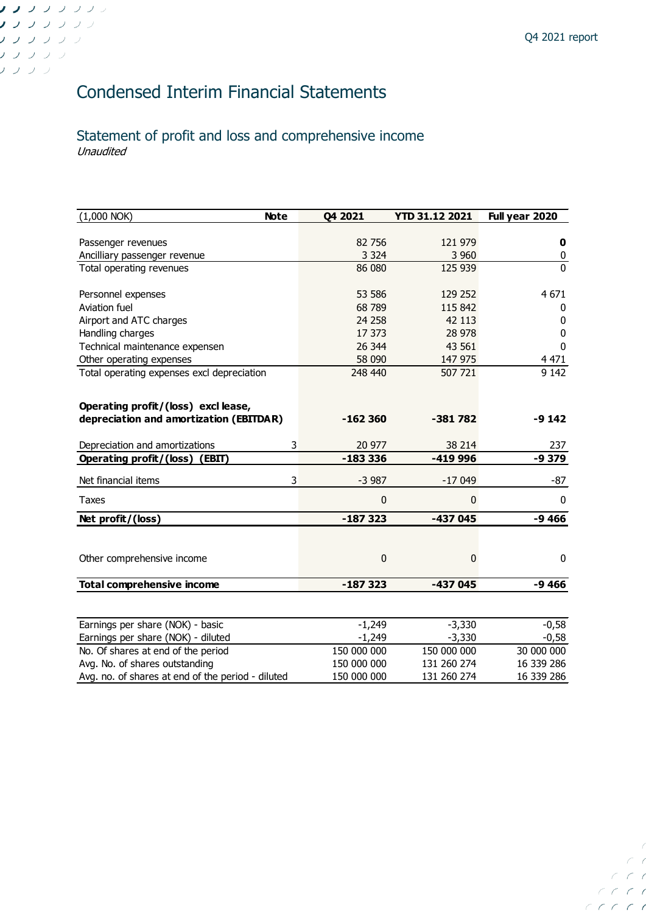# Condensed Interim Financial Statements

## Statement of profit and loss and comprehensive income

*Unaudited*

| (1,000 NOK) | Note | Q4 2021 | YTD 31.12 2021 | Full year 2020 |
|---|---|---|---|---|
| Passenger revenues | | 82 756 | 121 979 | **0** |
| Ancilliary passenger revenue | | 3 324 | 3 960 | 0 |
| Total operating revenues | | 86 080 | 125 939 | 0 |
| Personnel expenses | | 53 586 | 129 252 | 4 671 |
| Aviation fuel | | 68 789 | 115 842 | 0 |
| Airport and ATC charges | | 24 258 | 42 113 | 0 |
| Handling charges | | 17 373 | 28 978 | 0 |
| Technical maintenance expensen | | 26 344 | 43 561 | 0 |
| Other operating expenses | | 58 090 | 147 975 | 4 471 |
| Total operating expenses excl depreciation | | 248 440 | 507 721 | 9 142 |
| **Operating profit/(loss) excl lease, depreciation and amortization (EBITDAR)** | | **-162 360** | **-381 782** | **-9 142** |
| Depreciation and amortizations | 3 | 20 977 | 38 214 | 237 |
| **Operating profit/(loss) (EBIT)** | | **-183 336** | **-419 996** | **-9 379** |
| Net financial items | 3 | -3 987 | -17 049 | -87 |
| Taxes | | 0 | 0 | 0 |
| **Net profit/(loss)** | | **-187 323** | **-437 045** | **-9 466** |
| Other comprehensive income | | 0 | 0 | 0 |
| **Total comprehensive income** | | **-187 323** | **-437 045** | **-9 466** |

| | Q4 2021 | YTD 31.12 2021 | Full year 2020 |
|---|---|---|---|
| Earnings per share (NOK) - basic | -1,249 | -3,330 | -0,58 |
| Earnings per share (NOK) - diluted | -1,249 | -3,330 | -0,58 |
| No. Of shares at end of the period | 150 000 000 | 150 000 000 | 30 000 000 |
| Avg. No. of shares outstanding | 150 000 000 | 131 260 274 | 16 339 286 |
| Avg. no. of shares at end of the period - diluted | 150 000 000 | 131 260 274 | 16 339 286 |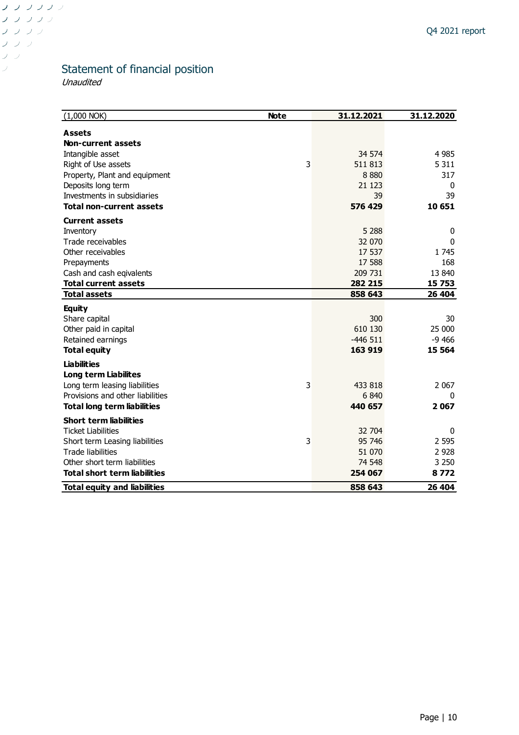## Statement of financial position

*Unaudited*

| (1,000 NOK) | Note | 31.12.2021 | 31.12.2020 |
|---|---|---|---|
| **Assets** | | | |
| **Non-current assets** | | | |
| Intangible asset | | 34 574 | 4 985 |
| Right of Use assets | 3 | 511 813 | 5 311 |
| Property, Plant and equipment | | 8 880 | 317 |
| Deposits long term | | 21 123 | 0 |
| Investments in subsidiaries | | 39 | 39 |
| **Total non-current assets** | | **576 429** | **10 651** |
| **Current assets** | | | |
| Inventory | | 5 288 | 0 |
| Trade receivables | | 32 070 | 0 |
| Other receivables | | 17 537 | 1 745 |
| Prepayments | | 17 588 | 168 |
| Cash and cash eqivalents | | 209 731 | 13 840 |
| **Total current assets** | | **282 215** | **15 753** |
| **Total assets** | | **858 643** | **26 404** |
| **Equity** | | | |
| Share capital | | 300 | 30 |
| Other paid in capital | | 610 130 | 25 000 |
| Retained earnings | | -446 511 | -9 466 |
| **Total equity** | | **163 919** | **15 564** |
| **Liabilities** | | | |
| **Long term Liabilites** | | | |
| Long term leasing liabilities | 3 | 433 818 | 2 067 |
| Provisions and other liabilities | | 6 840 | 0 |
| **Total long term liabilities** | | **440 657** | **2 067** |
| **Short term liabilities** | | | |
| Ticket Liabilities | | 32 704 | 0 |
| Short term Leasing liabilities | 3 | 95 746 | 2 595 |
| Trade liabilities | | 51 070 | 2 928 |
| Other short term liabilities | | 74 548 | 3 250 |
| **Total short term liabilities** | | **254 067** | **8 772** |
| **Total equity and liabilities** | | **858 643** | **26 404** |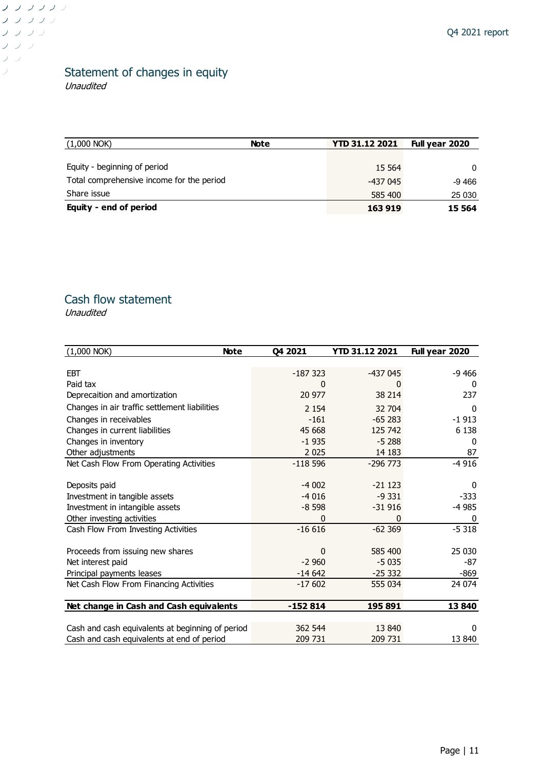## Statement of changes in equity

*Unaudited*

| (1,000 NOK) | Note | YTD 31.12 2021 | Full year 2020 |
|---|---|---|---|
| Equity - beginning of period | | 15 564 | 0 |
| Total comprehensive income for the period | | -437 045 | -9 466 |
| Share issue | | 585 400 | 25 030 |
| **Equity - end of period** | | **163 919** | **15 564** |

## Cash flow statement

*Unaudited*

| (1,000 NOK) | Note | Q4 2021 | YTD 31.12 2021 | Full year 2020 |
|---|---|---|---|---|
| EBT | | -187 323 | -437 045 | -9 466 |
| Paid tax | | 0 | 0 | 0 |
| Deprecaition and amortization | | 20 977 | 38 214 | 237 |
| Changes in air traffic settlement liabilities | | 2 154 | 32 704 | 0 |
| Changes in receivables | | -161 | -65 283 | -1 913 |
| Changes in current liabilities | | 45 668 | 125 742 | 6 138 |
| Changes in inventory | | -1 935 | -5 288 | 0 |
| Other adjustments | | 2 025 | 14 183 | 87 |
| Net Cash Flow From Operating Activities | | -118 596 | -296 773 | -4 916 |
| | | | | |
| Deposits paid | | -4 002 | -21 123 | 0 |
| Investment in tangible assets | | -4 016 | -9 331 | -333 |
| Investment in intangible assets | | -8 598 | -31 916 | -4 985 |
| Other investing activities | | 0 | 0 | 0 |
| Cash Flow From Investing Activities | | -16 616 | -62 369 | -5 318 |
| | | | | |
| Proceeds from issuing new shares | | 0 | 585 400 | 25 030 |
| Net interest paid | | -2 960 | -5 035 | -87 |
| Principal payments leases | | -14 642 | -25 332 | -869 |
| Net Cash Flow From Financing Activities | | -17 602 | 555 034 | 24 074 |
| | | | | |
| **Net change in Cash and Cash equivalents** | | **-152 814** | **195 891** | **13 840** |
| | | | | |
| Cash and cash equivalents at beginning of period | | 362 544 | 13 840 | 0 |
| Cash and cash equivalents at end of period | | 209 731 | 209 731 | 13 840 |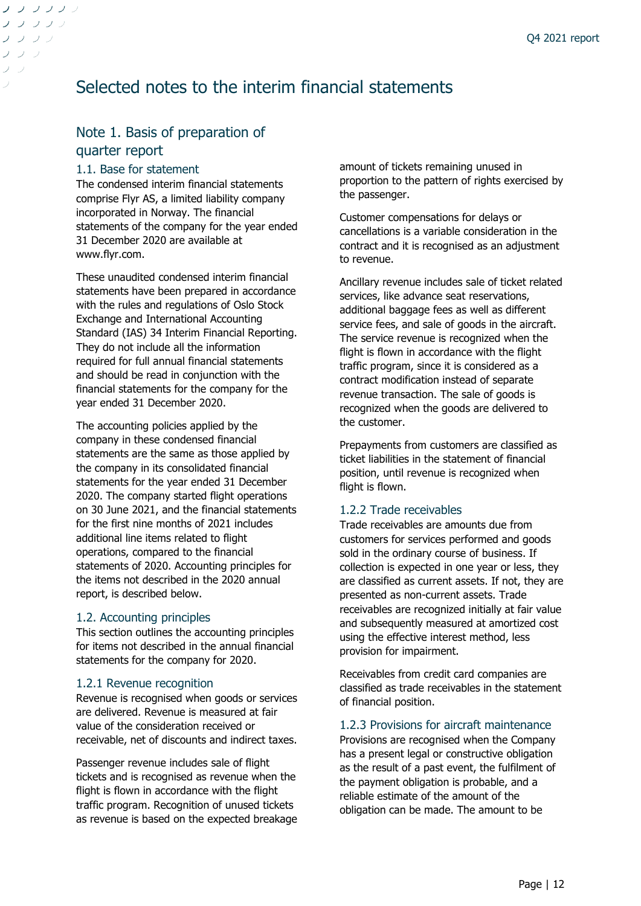# Selected notes to the interim financial statements

## Note 1. Basis of preparation of quarter report

### 1.1. Base for statement

The condensed interim financial statements comprise Flyr AS, a limited liability company incorporated in Norway. The financial statements of the company for the year ended 31 December 2020 are available at www.flyr.com.

These unaudited condensed interim financial statements have been prepared in accordance with the rules and regulations of Oslo Stock Exchange and International Accounting Standard (IAS) 34 Interim Financial Reporting. They do not include all the information required for full annual financial statements and should be read in conjunction with the financial statements for the company for the year ended 31 December 2020.

The accounting policies applied by the company in these condensed financial statements are the same as those applied by the company in its consolidated financial statements for the year ended 31 December 2020. The company started flight operations on 30 June 2021, and the financial statements for the first nine months of 2021 includes additional line items related to flight operations, compared to the financial statements of 2020. Accounting principles for the items not described in the 2020 annual report, is described below.

### 1.2. Accounting principles

This section outlines the accounting principles for items not described in the annual financial statements for the company for 2020.

#### 1.2.1 Revenue recognition

Revenue is recognised when goods or services are delivered. Revenue is measured at fair value of the consideration received or receivable, net of discounts and indirect taxes.

Passenger revenue includes sale of flight tickets and is recognised as revenue when the flight is flown in accordance with the flight traffic program. Recognition of unused tickets as revenue is based on the expected breakage amount of tickets remaining unused in proportion to the pattern of rights exercised by the passenger.

Customer compensations for delays or cancellations is a variable consideration in the contract and it is recognised as an adjustment to revenue.

Ancillary revenue includes sale of ticket related services, like advance seat reservations, additional baggage fees as well as different service fees, and sale of goods in the aircraft. The service revenue is recognized when the flight is flown in accordance with the flight traffic program, since it is considered as a contract modification instead of separate revenue transaction. The sale of goods is recognized when the goods are delivered to the customer.

Prepayments from customers are classified as ticket liabilities in the statement of financial position, until revenue is recognized when flight is flown.

#### 1.2.2 Trade receivables

Trade receivables are amounts due from customers for services performed and goods sold in the ordinary course of business. If collection is expected in one year or less, they are classified as current assets. If not, they are presented as non-current assets. Trade receivables are recognized initially at fair value and subsequently measured at amortized cost using the effective interest method, less provision for impairment.

Receivables from credit card companies are classified as trade receivables in the statement of financial position.

#### 1.2.3 Provisions for aircraft maintenance

Provisions are recognised when the Company has a present legal or constructive obligation as the result of a past event, the fulfilment of the payment obligation is probable, and a reliable estimate of the amount of the obligation can be made. The amount to be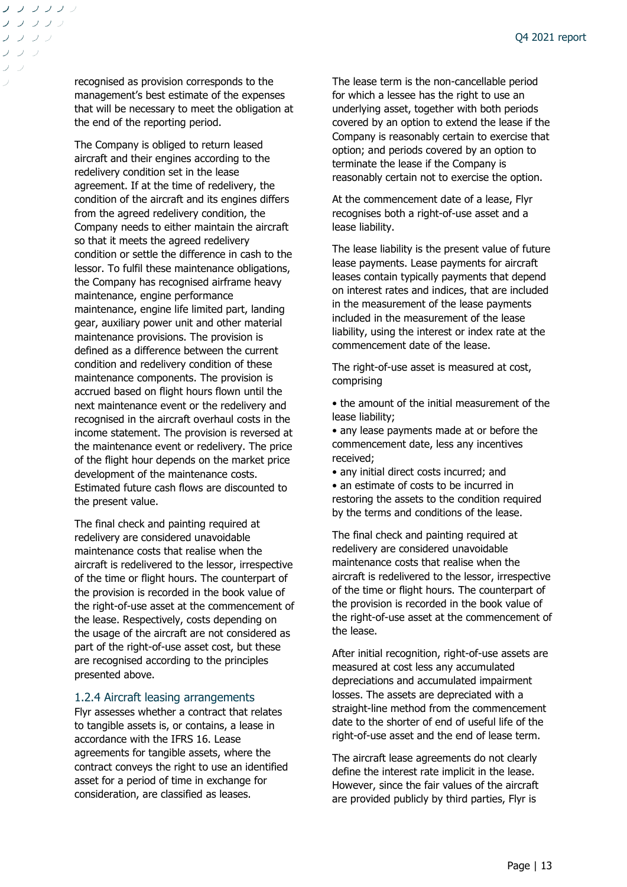recognised as provision corresponds to the management's best estimate of the expenses that will be necessary to meet the obligation at the end of the reporting period.

The Company is obliged to return leased aircraft and their engines according to the redelivery condition set in the lease agreement. If at the time of redelivery, the condition of the aircraft and its engines differs from the agreed redelivery condition, the Company needs to either maintain the aircraft so that it meets the agreed redelivery condition or settle the difference in cash to the lessor. To fulfil these maintenance obligations, the Company has recognised airframe heavy maintenance, engine performance maintenance, engine life limited part, landing gear, auxiliary power unit and other material maintenance provisions. The provision is defined as a difference between the current condition and redelivery condition of these maintenance components. The provision is accrued based on flight hours flown until the next maintenance event or the redelivery and recognised in the aircraft overhaul costs in the income statement. The provision is reversed at the maintenance event or redelivery. The price of the flight hour depends on the market price development of the maintenance costs. Estimated future cash flows are discounted to the present value.

The final check and painting required at redelivery are considered unavoidable maintenance costs that realise when the aircraft is redelivered to the lessor, irrespective of the time or flight hours. The counterpart of the provision is recorded in the book value of the right-of-use asset at the commencement of the lease. Respectively, costs depending on the usage of the aircraft are not considered as part of the right-of-use asset cost, but these are recognised according to the principles presented above.

### 1.2.4 Aircraft leasing arrangements

Flyr assesses whether a contract that relates to tangible assets is, or contains, a lease in accordance with the IFRS 16. Lease agreements for tangible assets, where the contract conveys the right to use an identified asset for a period of time in exchange for consideration, are classified as leases.

The lease term is the non-cancellable period for which a lessee has the right to use an underlying asset, together with both periods covered by an option to extend the lease if the Company is reasonably certain to exercise that option; and periods covered by an option to terminate the lease if the Company is reasonably certain not to exercise the option.

At the commencement date of a lease, Flyr recognises both a right-of-use asset and a lease liability.

The lease liability is the present value of future lease payments. Lease payments for aircraft leases contain typically payments that depend on interest rates and indices, that are included in the measurement of the lease payments included in the measurement of the lease liability, using the interest or index rate at the commencement date of the lease.

The right-of-use asset is measured at cost, comprising

- the amount of the initial measurement of the lease liability;
- any lease payments made at or before the commencement date, less any incentives received;
- any initial direct costs incurred; and
- an estimate of costs to be incurred in restoring the assets to the condition required by the terms and conditions of the lease.

The final check and painting required at redelivery are considered unavoidable maintenance costs that realise when the aircraft is redelivered to the lessor, irrespective of the time or flight hours. The counterpart of the provision is recorded in the book value of the right-of-use asset at the commencement of the lease.

After initial recognition, right-of-use assets are measured at cost less any accumulated depreciations and accumulated impairment losses. The assets are depreciated with a straight-line method from the commencement date to the shorter of end of useful life of the right-of-use asset and the end of lease term.

The aircraft lease agreements do not clearly define the interest rate implicit in the lease. However, since the fair values of the aircraft are provided publicly by third parties, Flyr is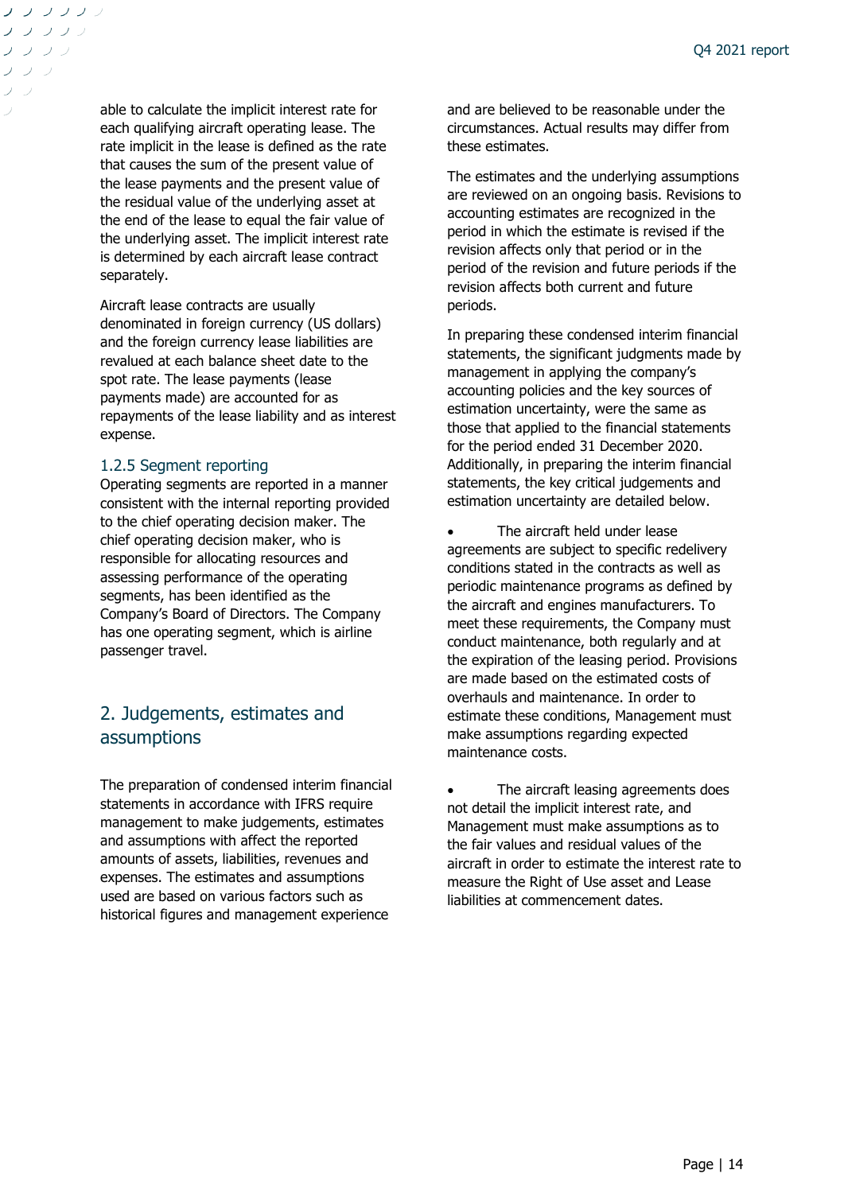able to calculate the implicit interest rate for each qualifying aircraft operating lease. The rate implicit in the lease is defined as the rate that causes the sum of the present value of the lease payments and the present value of the residual value of the underlying asset at the end of the lease to equal the fair value of the underlying asset. The implicit interest rate is determined by each aircraft lease contract separately.

Aircraft lease contracts are usually denominated in foreign currency (US dollars) and the foreign currency lease liabilities are revalued at each balance sheet date to the spot rate. The lease payments (lease payments made) are accounted for as repayments of the lease liability and as interest expense.

### 1.2.5 Segment reporting

Operating segments are reported in a manner consistent with the internal reporting provided to the chief operating decision maker. The chief operating decision maker, who is responsible for allocating resources and assessing performance of the operating segments, has been identified as the Company's Board of Directors. The Company has one operating segment, which is airline passenger travel.

## 2. Judgements, estimates and assumptions

The preparation of condensed interim financial statements in accordance with IFRS require management to make judgements, estimates and assumptions with affect the reported amounts of assets, liabilities, revenues and expenses. The estimates and assumptions used are based on various factors such as historical figures and management experience and are believed to be reasonable under the circumstances. Actual results may differ from these estimates.

The estimates and the underlying assumptions are reviewed on an ongoing basis. Revisions to accounting estimates are recognized in the period in which the estimate is revised if the revision affects only that period or in the period of the revision and future periods if the revision affects both current and future periods.

In preparing these condensed interim financial statements, the significant judgments made by management in applying the company's accounting policies and the key sources of estimation uncertainty, were the same as those that applied to the financial statements for the period ended 31 December 2020. Additionally, in preparing the interim financial statements, the key critical judgements and estimation uncertainty are detailed below.

- The aircraft held under lease agreements are subject to specific redelivery conditions stated in the contracts as well as periodic maintenance programs as defined by the aircraft and engines manufacturers. To meet these requirements, the Company must conduct maintenance, both regularly and at the expiration of the leasing period. Provisions are made based on the estimated costs of overhauls and maintenance. In order to estimate these conditions, Management must make assumptions regarding expected maintenance costs.

- The aircraft leasing agreements does not detail the implicit interest rate, and Management must make assumptions as to the fair values and residual values of the aircraft in order to estimate the interest rate to measure the Right of Use asset and Lease liabilities at commencement dates.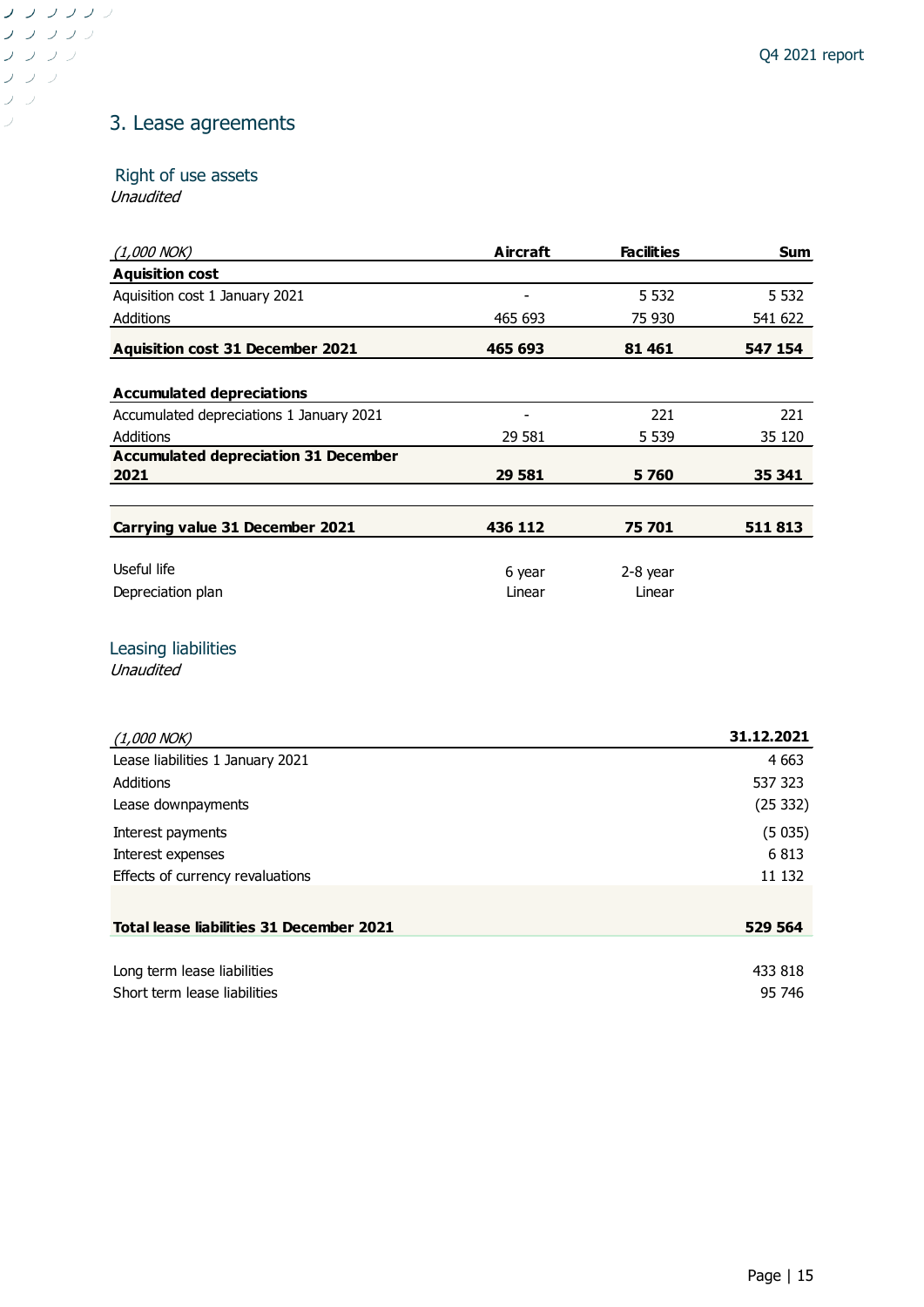## 3. Lease agreements

### Right of use assets

*Unaudited*

| *(1,000 NOK)* | **Aircraft** | **Facilities** | **Sum** |
|---|---|---|---|
| **Aquisition cost** | | | |
| Aquisition cost 1 January 2021 | - | 5 532 | 5 532 |
| Additions | 465 693 | 75 930 | 541 622 |
| **Aquisition cost 31 December 2021** | **465 693** | **81 461** | **547 154** |
| | | | |
| **Accumulated depreciations** | | | |
| Accumulated depreciations 1 January 2021 | - | 221 | 221 |
| Additions | 29 581 | 5 539 | 35 120 |
| **Accumulated depreciation 31 December 2021** | **29 581** | **5 760** | **35 341** |
| | | | |
| **Carrying value 31 December 2021** | **436 112** | **75 701** | **511 813** |
| | | | |
| Useful life | 6 year | 2-8 year | |
| Depreciation plan | Linear | Linear | |

### Leasing liabilities

*Unaudited*

| *(1,000 NOK)* | **31.12.2021** |
|---|---|
| Lease liabilities 1 January 2021 | 4 663 |
| Additions | 537 323 |
| Lease downpayments | (25 332) |
| Interest payments | (5 035) |
| Interest expenses | 6 813 |
| Effects of currency revaluations | 11 132 |
| **Total lease liabilities 31 December 2021** | **529 564** |
| | |
| Long term lease liabilities | 433 818 |
| Short term lease liabilities | 95 746 |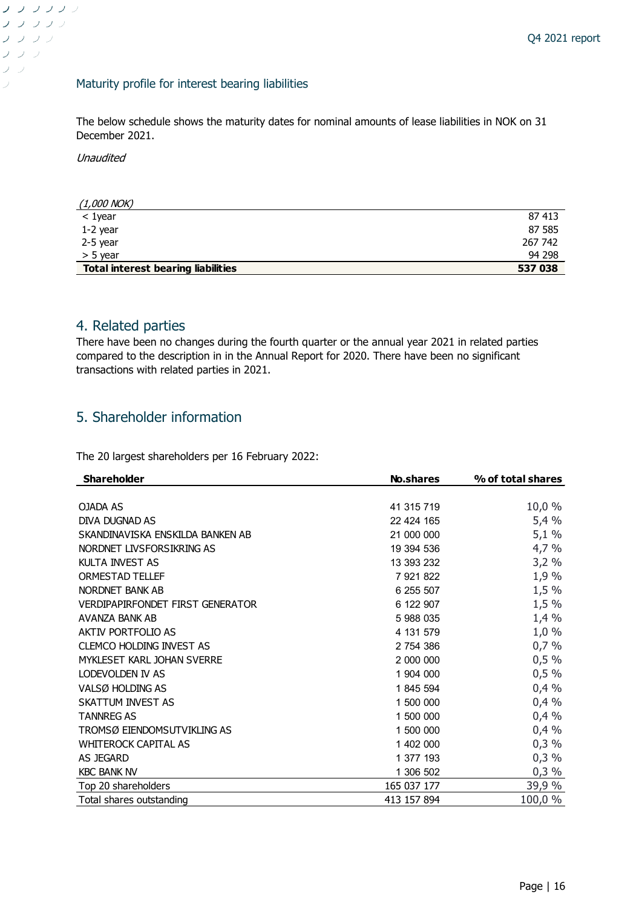### Maturity profile for interest bearing liabilities

The below schedule shows the maturity dates for nominal amounts of lease liabilities in NOK on 31 December 2021.

*Unaudited*

| *(1,000 NOK)* | |
|---|---|
| < 1year | 87 413 |
| 1-2 year | 87 585 |
| 2-5 year | 267 742 |
| > 5 year | 94 298 |
| **Total interest bearing liabilities** | **537 038** |

## 4. Related parties

There have been no changes during the fourth quarter or the annual year 2021 in related parties compared to the description in in the Annual Report for 2020. There have been no significant transactions with related parties in 2021.

## 5. Shareholder information

The 20 largest shareholders per 16 February 2022:

| **Shareholder** | **No.shares** | **% of total shares** |
|---|---|---|
| OJADA AS | 41 315 719 | 10,0 % |
| DIVA DUGNAD AS | 22 424 165 | 5,4 % |
| SKANDINAVISKA ENSKILDA BANKEN AB | 21 000 000 | 5,1 % |
| NORDNET LIVSFORSIKRING AS | 19 394 536 | 4,7 % |
| KULTA INVEST AS | 13 393 232 | 3,2 % |
| ORMESTAD TELLEF | 7 921 822 | 1,9 % |
| NORDNET BANK AB | 6 255 507 | 1,5 % |
| VERDIPAPIRFONDET FIRST GENERATOR | 6 122 907 | 1,5 % |
| AVANZA BANK AB | 5 988 035 | 1,4 % |
| AKTIV PORTFOLIO AS | 4 131 579 | 1,0 % |
| CLEMCO HOLDING INVEST AS | 2 754 386 | 0,7 % |
| MYKLESET KARL JOHAN SVERRE | 2 000 000 | 0,5 % |
| LODEVOLDEN IV AS | 1 904 000 | 0,5 % |
| VALSØ HOLDING AS | 1 845 594 | 0,4 % |
| SKATTUM INVEST AS | 1 500 000 | 0,4 % |
| TANNREG AS | 1 500 000 | 0,4 % |
| TROMSØ EIENDOMSUTVIKLING AS | 1 500 000 | 0,4 % |
| WHITEROCK CAPITAL AS | 1 402 000 | 0,3 % |
| AS JEGARD | 1 377 193 | 0,3 % |
| KBC BANK NV | 1 306 502 | 0,3 % |
| Top 20 shareholders | 165 037 177 | 39,9 % |
| Total shares outstanding | 413 157 894 | 100,0 % |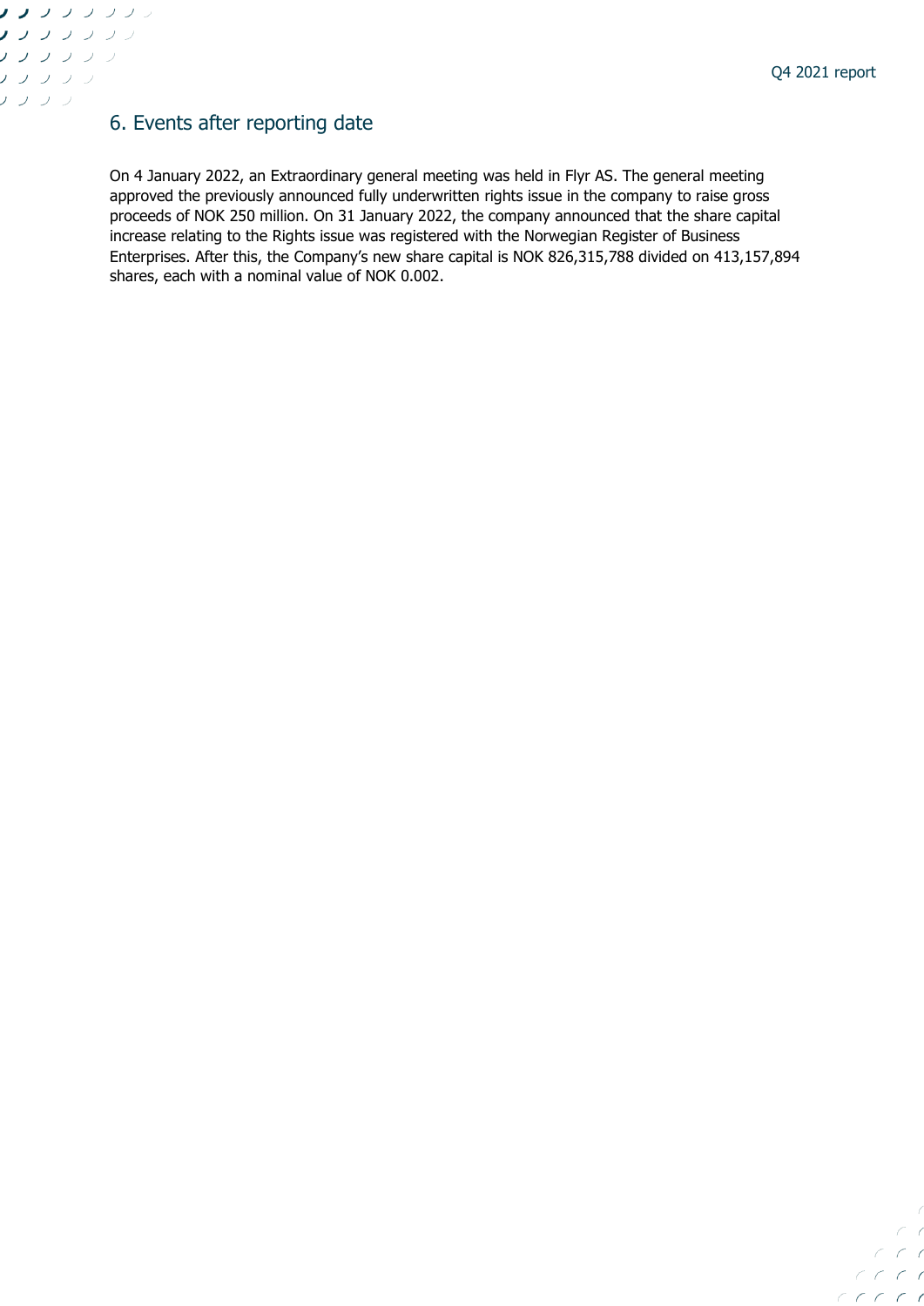## 6. Events after reporting date

On 4 January 2022, an Extraordinary general meeting was held in Flyr AS. The general meeting approved the previously announced fully underwritten rights issue in the company to raise gross proceeds of NOK 250 million. On 31 January 2022, the company announced that the share capital increase relating to the Rights issue was registered with the Norwegian Register of Business Enterprises. After this, the Company's new share capital is NOK 826,315,788 divided on 413,157,894 shares, each with a nominal value of NOK 0.002.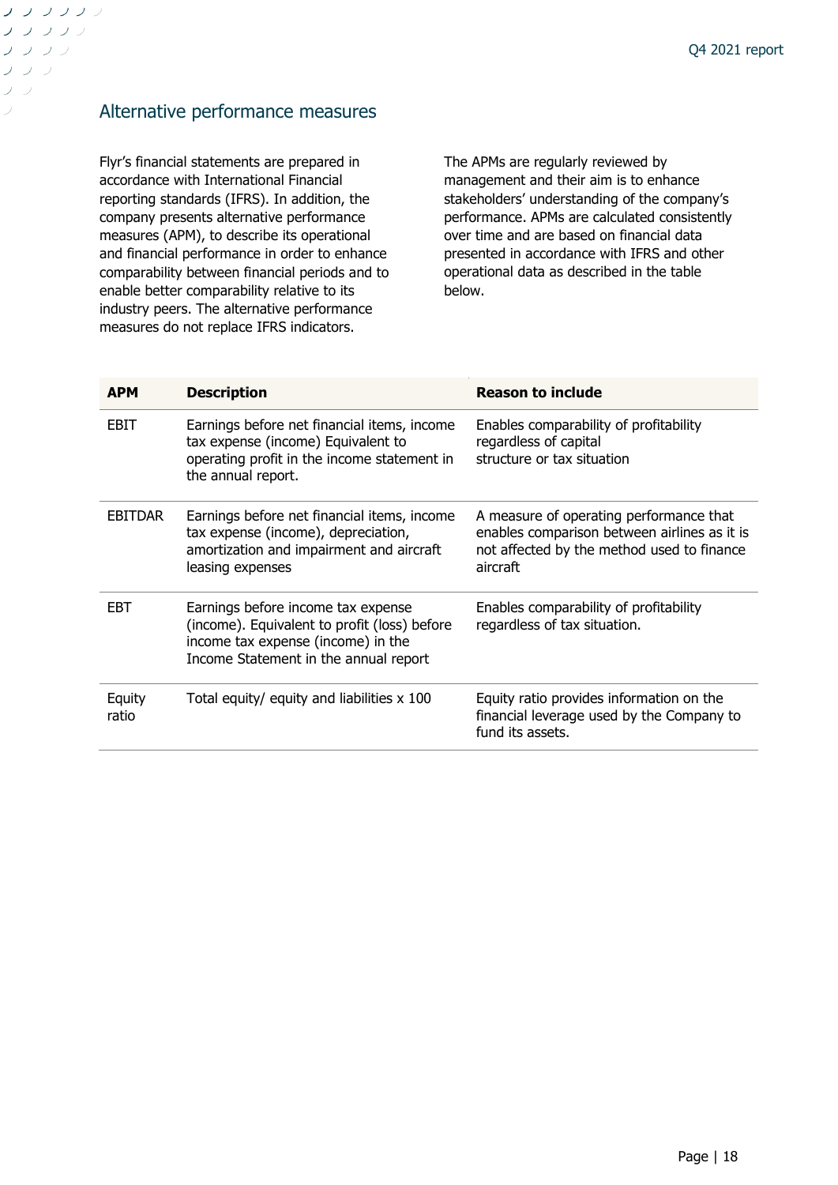## Alternative performance measures

Flyr's financial statements are prepared in accordance with International Financial reporting standards (IFRS). In addition, the company presents alternative performance measures (APM), to describe its operational and financial performance in order to enhance comparability between financial periods and to enable better comparability relative to its industry peers. The alternative performance measures do not replace IFRS indicators.

The APMs are regularly reviewed by management and their aim is to enhance stakeholders' understanding of the company's performance. APMs are calculated consistently over time and are based on financial data presented in accordance with IFRS and other operational data as described in the table below.

| APM | Description | Reason to include |
|---|---|---|
| EBIT | Earnings before net financial items, income tax expense (income) Equivalent to operating profit in the income statement in the annual report. | Enables comparability of profitability regardless of capital structure or tax situation |
| EBITDAR | Earnings before net financial items, income tax expense (income), depreciation, amortization and impairment and aircraft leasing expenses | A measure of operating performance that enables comparison between airlines as it is not affected by the method used to finance aircraft |
| EBT | Earnings before income tax expense (income). Equivalent to profit (loss) before income tax expense (income) in the Income Statement in the annual report | Enables comparability of profitability regardless of tax situation. |
| Equity ratio | Total equity/ equity and liabilities x 100 | Equity ratio provides information on the financial leverage used by the Company to fund its assets. |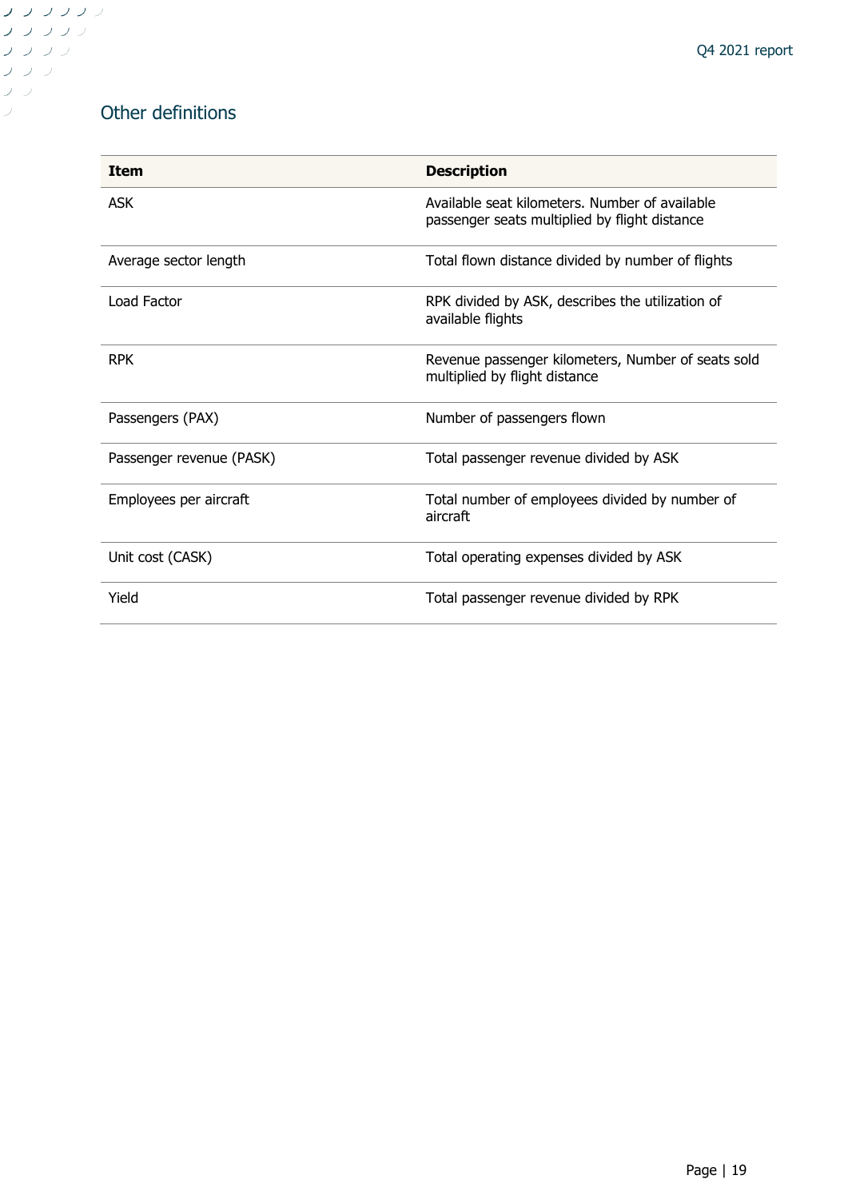## Other definitions

| **Item** | **Description** |
|---|---|
| ASK | Available seat kilometers. Number of available passenger seats multiplied by flight distance |
| Average sector length | Total flown distance divided by number of flights |
| Load Factor | RPK divided by ASK, describes the utilization of available flights |
| RPK | Revenue passenger kilometers, Number of seats sold multiplied by flight distance |
| Passengers (PAX) | Number of passengers flown |
| Passenger revenue (PASK) | Total passenger revenue divided by ASK |
| Employees per aircraft | Total number of employees divided by number of aircraft |
| Unit cost (CASK) | Total operating expenses divided by ASK |
| Yield | Total passenger revenue divided by RPK |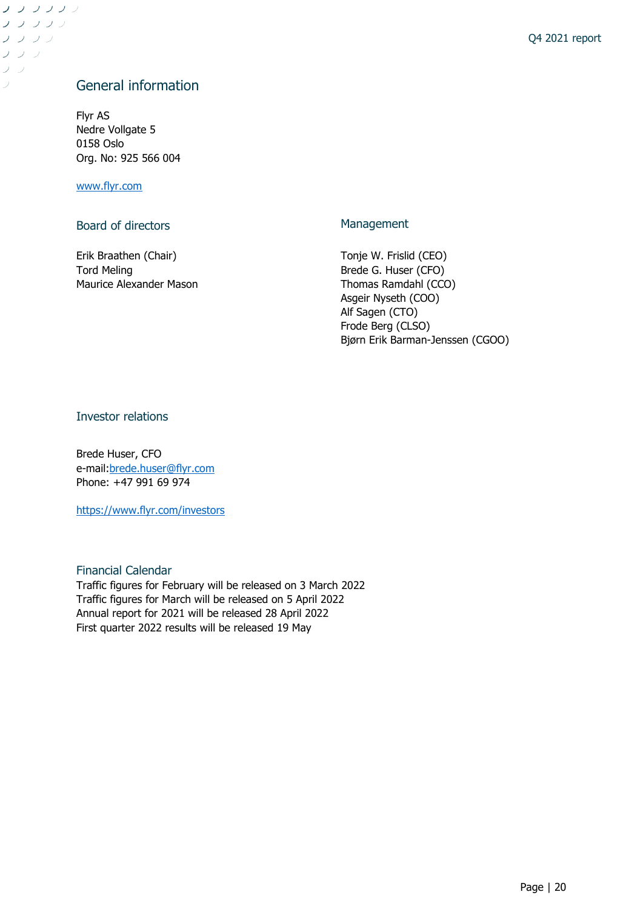## General information

Flyr AS
Nedre Vollgate 5
0158 Oslo
Org. No: 925 566 004

www.flyr.com

## Board of directors

Erik Braathen (Chair)
Tord Meling
Maurice Alexander Mason

## Management

Tonje W. Frislid (CEO)
Brede G. Huser (CFO)
Thomas Ramdahl (CCO)
Asgeir Nyseth (COO)
Alf Sagen (CTO)
Frode Berg (CLSO)
Bjørn Erik Barman-Jenssen (CGOO)

## Investor relations

Brede Huser, CFO
e-mail:brede.huser@flyr.com
Phone: +47 991 69 974

https://www.flyr.com/investors

## Financial Calendar

Traffic figures for February will be released on 3 March 2022
Traffic figures for March will be released on 5 April 2022
Annual report for 2021 will be released 28 April 2022
First quarter 2022 results will be released 19 May